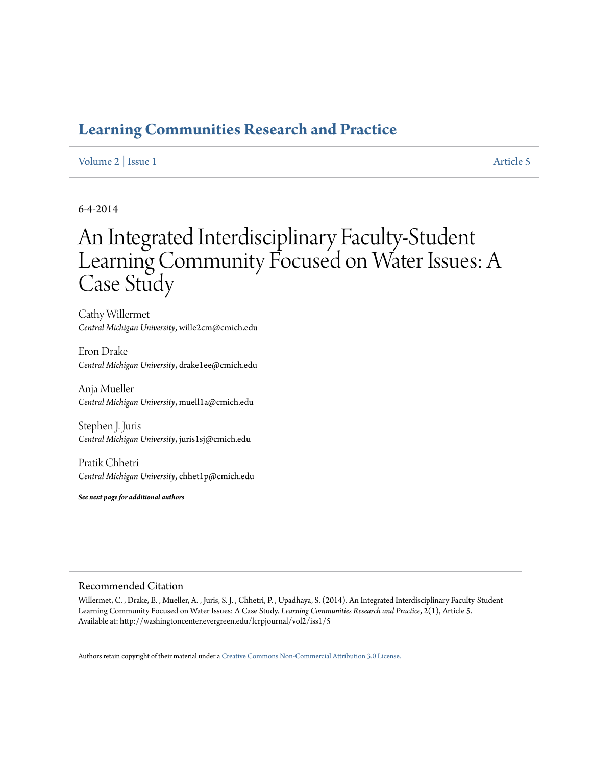# Learning Communities Research and Practice

Volume 2 | Issue 1 Article 5

6-4-2014

# An Integrated Interdisciplinary Faculty-Student Learning Community Focused on Water Issues: A Case Study

Cathy Willermet
*Central Michigan University*, wille2cm@cmich.edu

Eron Drake
*Central Michigan University*, drake1ee@cmich.edu

Anja Mueller
*Central Michigan University*, muell1a@cmich.edu

Stephen J. Juris
*Central Michigan University*, juris1sj@cmich.edu

Pratik Chhetri
*Central Michigan University*, chhet1p@cmich.edu

***See next page for additional authors***

## Recommended Citation

Willermet, C. , Drake, E. , Mueller, A. , Juris, S. J. , Chhetri, P. , Upadhaya, S. (2014). An Integrated Interdisciplinary Faculty-Student Learning Community Focused on Water Issues: A Case Study. *Learning Communities Research and Practice*, 2(1), Article 5.
Available at: http://washingtoncenter.evergreen.edu/lcrpjournal/vol2/iss1/5

Authors retain copyright of their material under a Creative Commons Non-Commercial Attribution 3.0 License.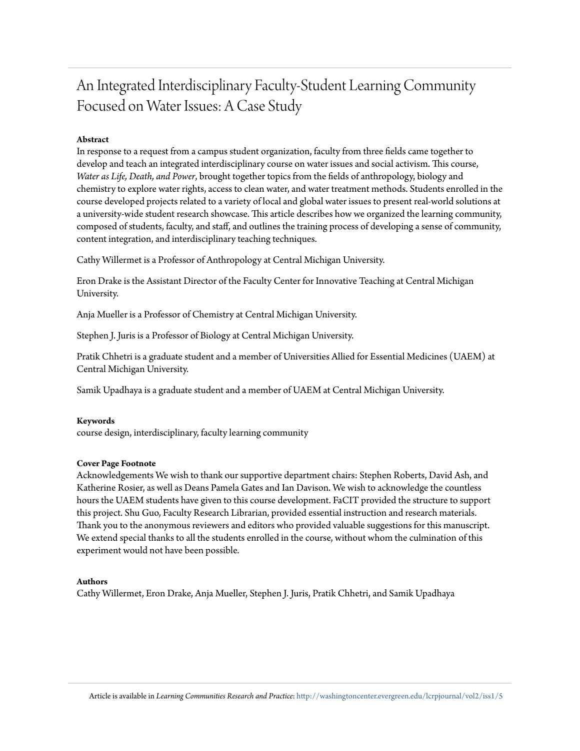# An Integrated Interdisciplinary Faculty-Student Learning Community Focused on Water Issues: A Case Study

**Abstract**

In response to a request from a campus student organization, faculty from three fields came together to develop and teach an integrated interdisciplinary course on water issues and social activism. This course, *Water as Life, Death, and Power*, brought together topics from the fields of anthropology, biology and chemistry to explore water rights, access to clean water, and water treatment methods. Students enrolled in the course developed projects related to a variety of local and global water issues to present real-world solutions at a university-wide student research showcase. This article describes how we organized the learning community, composed of students, faculty, and staff, and outlines the training process of developing a sense of community, content integration, and interdisciplinary teaching techniques.

Cathy Willermet is a Professor of Anthropology at Central Michigan University.

Eron Drake is the Assistant Director of the Faculty Center for Innovative Teaching at Central Michigan University.

Anja Mueller is a Professor of Chemistry at Central Michigan University.

Stephen J. Juris is a Professor of Biology at Central Michigan University.

Pratik Chhetri is a graduate student and a member of Universities Allied for Essential Medicines (UAEM) at Central Michigan University.

Samik Upadhaya is a graduate student and a member of UAEM at Central Michigan University.

**Keywords**

course design, interdisciplinary, faculty learning community

**Cover Page Footnote**

Acknowledgements We wish to thank our supportive department chairs: Stephen Roberts, David Ash, and Katherine Rosier, as well as Deans Pamela Gates and Ian Davison. We wish to acknowledge the countless hours the UAEM students have given to this course development. FaCIT provided the structure to support this project. Shu Guo, Faculty Research Librarian, provided essential instruction and research materials. Thank you to the anonymous reviewers and editors who provided valuable suggestions for this manuscript. We extend special thanks to all the students enrolled in the course, without whom the culmination of this experiment would not have been possible.

**Authors**

Cathy Willermet, Eron Drake, Anja Mueller, Stephen J. Juris, Pratik Chhetri, and Samik Upadhaya

Article is available in *Learning Communities Research and Practice*: http://washingtoncenter.evergreen.edu/lcrpjournal/vol2/iss1/5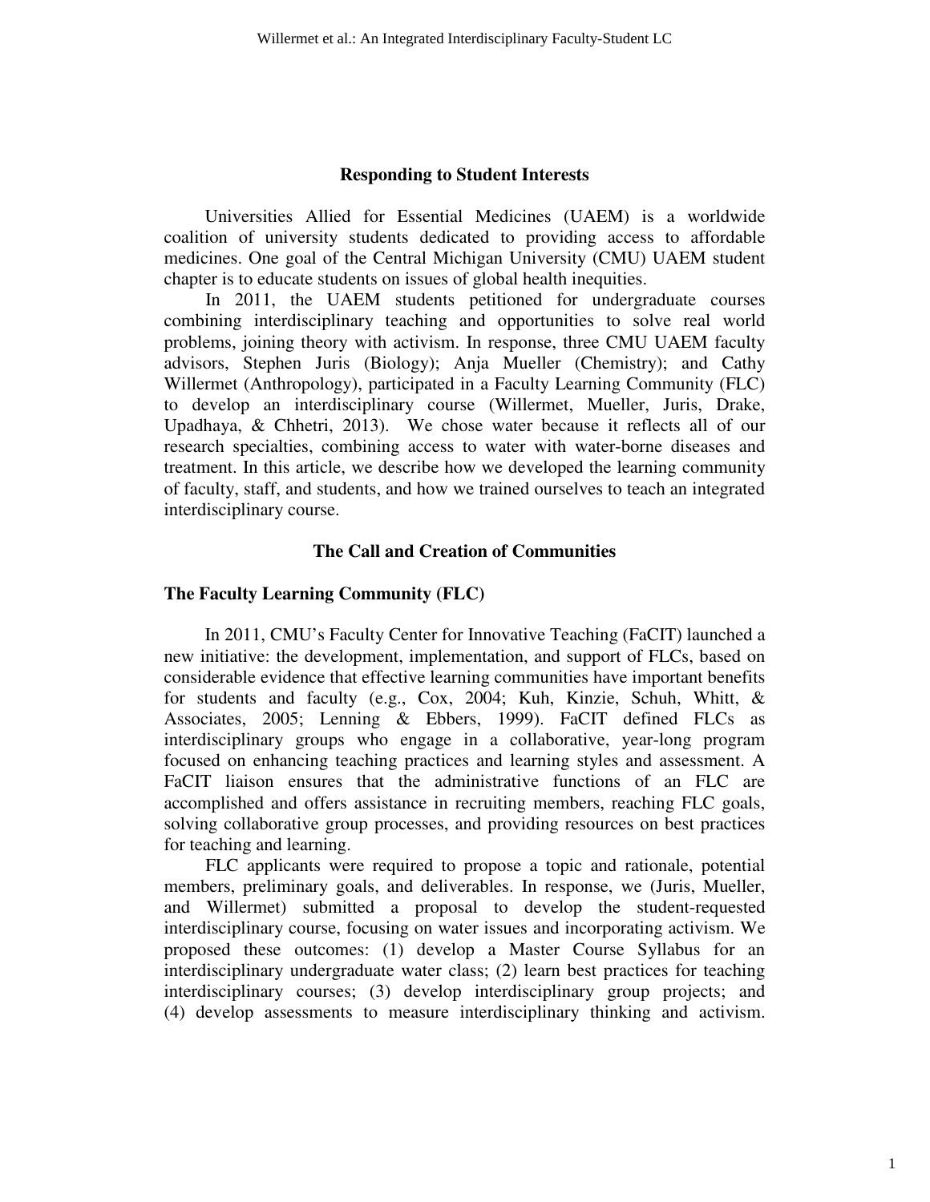## Responding to Student Interests

Universities Allied for Essential Medicines (UAEM) is a worldwide coalition of university students dedicated to providing access to affordable medicines. One goal of the Central Michigan University (CMU) UAEM student chapter is to educate students on issues of global health inequities.

In 2011, the UAEM students petitioned for undergraduate courses combining interdisciplinary teaching and opportunities to solve real world problems, joining theory with activism. In response, three CMU UAEM faculty advisors, Stephen Juris (Biology); Anja Mueller (Chemistry); and Cathy Willermet (Anthropology), participated in a Faculty Learning Community (FLC) to develop an interdisciplinary course (Willermet, Mueller, Juris, Drake, Upadhaya, & Chhetri, 2013). We chose water because it reflects all of our research specialties, combining access to water with water-borne diseases and treatment. In this article, we describe how we developed the learning community of faculty, staff, and students, and how we trained ourselves to teach an integrated interdisciplinary course.

## The Call and Creation of Communities

### The Faculty Learning Community (FLC)

In 2011, CMU's Faculty Center for Innovative Teaching (FaCIT) launched a new initiative: the development, implementation, and support of FLCs, based on considerable evidence that effective learning communities have important benefits for students and faculty (e.g., Cox, 2004; Kuh, Kinzie, Schuh, Whitt, & Associates, 2005; Lenning & Ebbers, 1999). FaCIT defined FLCs as interdisciplinary groups who engage in a collaborative, year-long program focused on enhancing teaching practices and learning styles and assessment. A FaCIT liaison ensures that the administrative functions of an FLC are accomplished and offers assistance in recruiting members, reaching FLC goals, solving collaborative group processes, and providing resources on best practices for teaching and learning.

FLC applicants were required to propose a topic and rationale, potential members, preliminary goals, and deliverables. In response, we (Juris, Mueller, and Willermet) submitted a proposal to develop the student-requested interdisciplinary course, focusing on water issues and incorporating activism. We proposed these outcomes: (1) develop a Master Course Syllabus for an interdisciplinary undergraduate water class; (2) learn best practices for teaching interdisciplinary courses; (3) develop interdisciplinary group projects; and (4) develop assessments to measure interdisciplinary thinking and activism.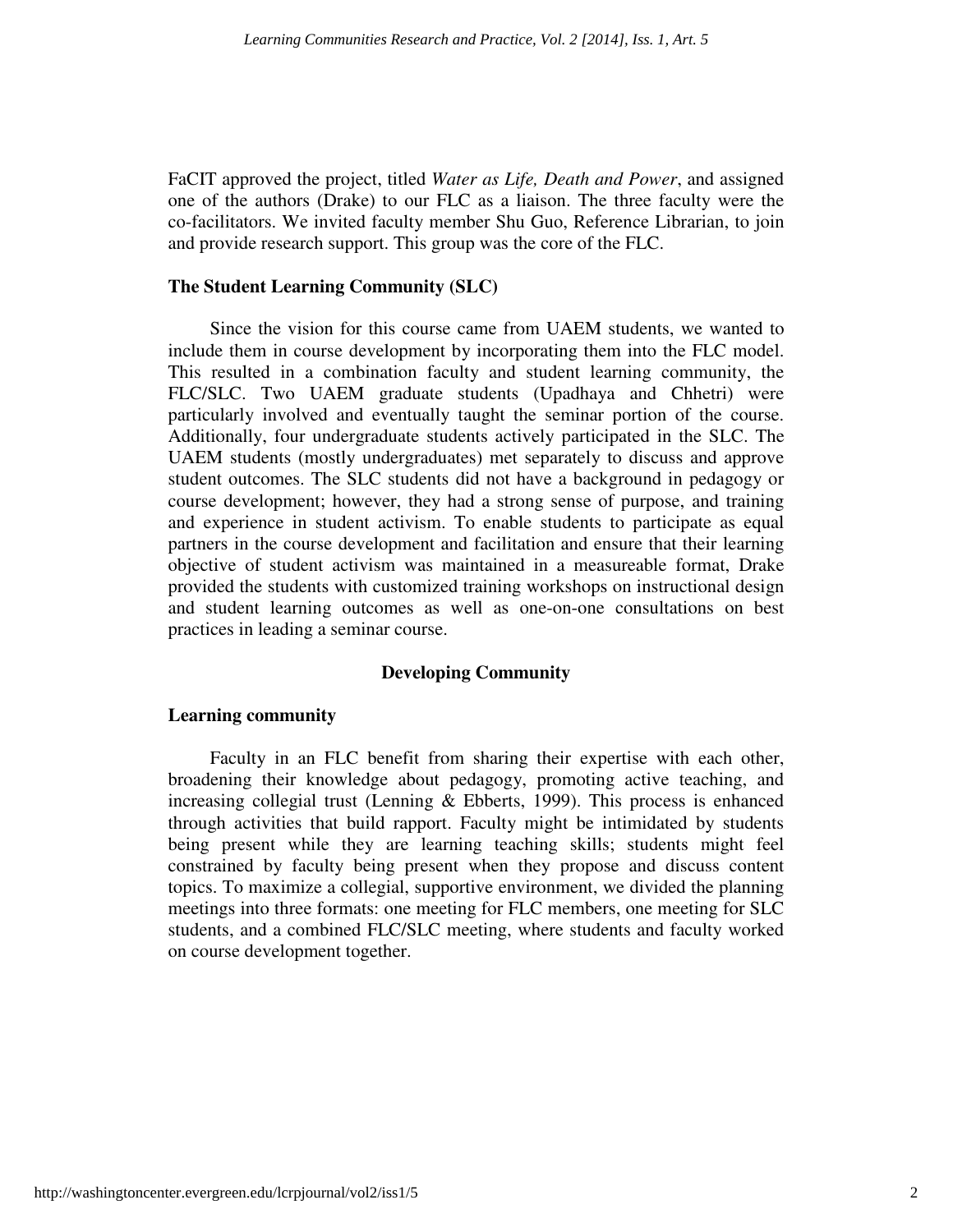FaCIT approved the project, titled *Water as Life, Death and Power*, and assigned one of the authors (Drake) to our FLC as a liaison. The three faculty were the co-facilitators. We invited faculty member Shu Guo, Reference Librarian, to join and provide research support. This group was the core of the FLC.

### The Student Learning Community (SLC)

Since the vision for this course came from UAEM students, we wanted to include them in course development by incorporating them into the FLC model. This resulted in a combination faculty and student learning community, the FLC/SLC. Two UAEM graduate students (Upadhaya and Chhetri) were particularly involved and eventually taught the seminar portion of the course. Additionally, four undergraduate students actively participated in the SLC. The UAEM students (mostly undergraduates) met separately to discuss and approve student outcomes. The SLC students did not have a background in pedagogy or course development; however, they had a strong sense of purpose, and training and experience in student activism. To enable students to participate as equal partners in the course development and facilitation and ensure that their learning objective of student activism was maintained in a measureable format, Drake provided the students with customized training workshops on instructional design and student learning outcomes as well as one-on-one consultations on best practices in leading a seminar course.

## Developing Community

### Learning community

Faculty in an FLC benefit from sharing their expertise with each other, broadening their knowledge about pedagogy, promoting active teaching, and increasing collegial trust (Lenning & Ebberts, 1999). This process is enhanced through activities that build rapport. Faculty might be intimidated by students being present while they are learning teaching skills; students might feel constrained by faculty being present when they propose and discuss content topics. To maximize a collegial, supportive environment, we divided the planning meetings into three formats: one meeting for FLC members, one meeting for SLC students, and a combined FLC/SLC meeting, where students and faculty worked on course development together.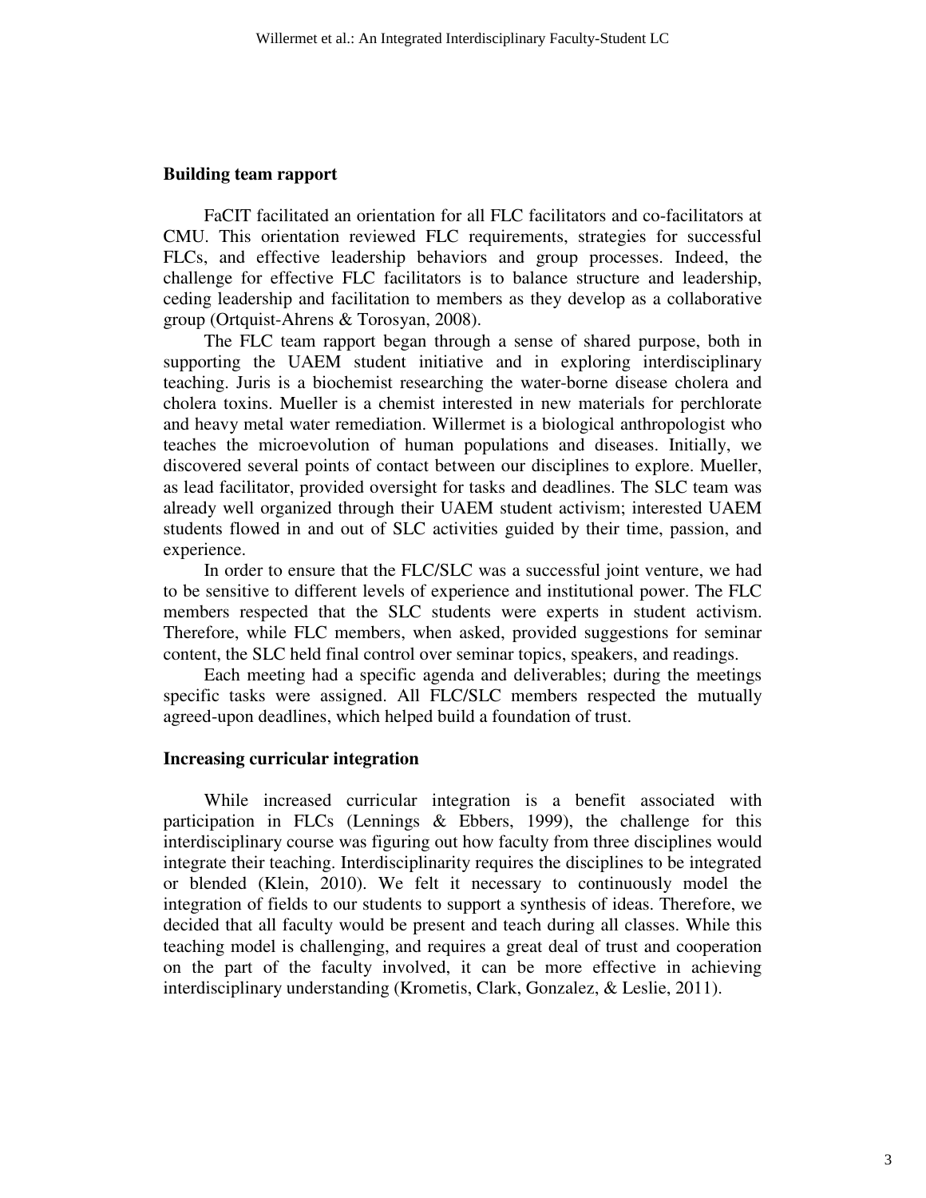## Building team rapport

FaCIT facilitated an orientation for all FLC facilitators and co-facilitators at CMU. This orientation reviewed FLC requirements, strategies for successful FLCs, and effective leadership behaviors and group processes. Indeed, the challenge for effective FLC facilitators is to balance structure and leadership, ceding leadership and facilitation to members as they develop as a collaborative group (Ortquist-Ahrens & Torosyan, 2008).

The FLC team rapport began through a sense of shared purpose, both in supporting the UAEM student initiative and in exploring interdisciplinary teaching. Juris is a biochemist researching the water-borne disease cholera and cholera toxins. Mueller is a chemist interested in new materials for perchlorate and heavy metal water remediation. Willermet is a biological anthropologist who teaches the microevolution of human populations and diseases. Initially, we discovered several points of contact between our disciplines to explore. Mueller, as lead facilitator, provided oversight for tasks and deadlines. The SLC team was already well organized through their UAEM student activism; interested UAEM students flowed in and out of SLC activities guided by their time, passion, and experience.

In order to ensure that the FLC/SLC was a successful joint venture, we had to be sensitive to different levels of experience and institutional power. The FLC members respected that the SLC students were experts in student activism. Therefore, while FLC members, when asked, provided suggestions for seminar content, the SLC held final control over seminar topics, speakers, and readings.

Each meeting had a specific agenda and deliverables; during the meetings specific tasks were assigned. All FLC/SLC members respected the mutually agreed-upon deadlines, which helped build a foundation of trust.

## Increasing curricular integration

While increased curricular integration is a benefit associated with participation in FLCs (Lennings & Ebbers, 1999), the challenge for this interdisciplinary course was figuring out how faculty from three disciplines would integrate their teaching. Interdisciplinarity requires the disciplines to be integrated or blended (Klein, 2010). We felt it necessary to continuously model the integration of fields to our students to support a synthesis of ideas. Therefore, we decided that all faculty would be present and teach during all classes. While this teaching model is challenging, and requires a great deal of trust and cooperation on the part of the faculty involved, it can be more effective in achieving interdisciplinary understanding (Krometis, Clark, Gonzalez, & Leslie, 2011).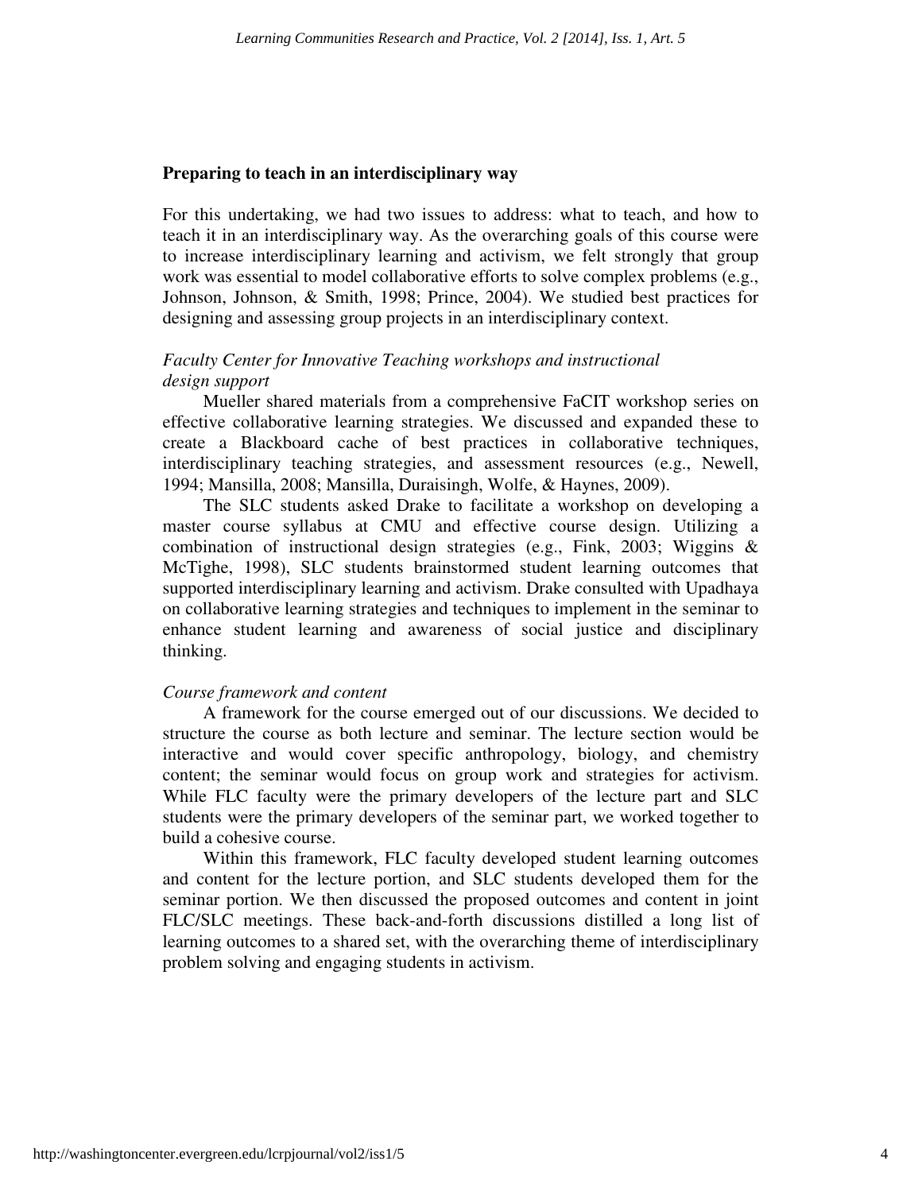## Preparing to teach in an interdisciplinary way

For this undertaking, we had two issues to address: what to teach, and how to teach it in an interdisciplinary way. As the overarching goals of this course were to increase interdisciplinary learning and activism, we felt strongly that group work was essential to model collaborative efforts to solve complex problems (e.g., Johnson, Johnson, & Smith, 1998; Prince, 2004). We studied best practices for designing and assessing group projects in an interdisciplinary context.

*Faculty Center for Innovative Teaching workshops and instructional design support*

Mueller shared materials from a comprehensive FaCIT workshop series on effective collaborative learning strategies. We discussed and expanded these to create a Blackboard cache of best practices in collaborative techniques, interdisciplinary teaching strategies, and assessment resources (e.g., Newell, 1994; Mansilla, 2008; Mansilla, Duraisingh, Wolfe, & Haynes, 2009).

The SLC students asked Drake to facilitate a workshop on developing a master course syllabus at CMU and effective course design. Utilizing a combination of instructional design strategies (e.g., Fink, 2003; Wiggins & McTighe, 1998), SLC students brainstormed student learning outcomes that supported interdisciplinary learning and activism. Drake consulted with Upadhaya on collaborative learning strategies and techniques to implement in the seminar to enhance student learning and awareness of social justice and disciplinary thinking.

*Course framework and content*

A framework for the course emerged out of our discussions. We decided to structure the course as both lecture and seminar. The lecture section would be interactive and would cover specific anthropology, biology, and chemistry content; the seminar would focus on group work and strategies for activism. While FLC faculty were the primary developers of the lecture part and SLC students were the primary developers of the seminar part, we worked together to build a cohesive course.

Within this framework, FLC faculty developed student learning outcomes and content for the lecture portion, and SLC students developed them for the seminar portion. We then discussed the proposed outcomes and content in joint FLC/SLC meetings. These back-and-forth discussions distilled a long list of learning outcomes to a shared set, with the overarching theme of interdisciplinary problem solving and engaging students in activism.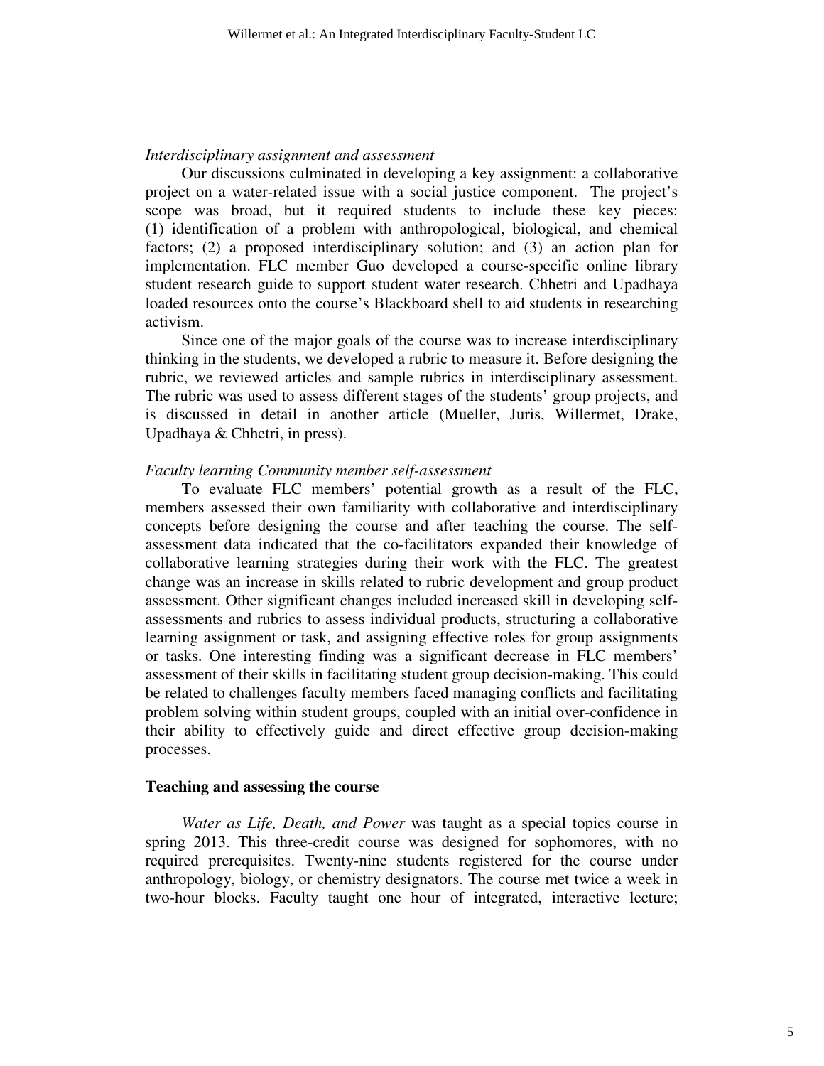### *Interdisciplinary assignment and assessment*

Our discussions culminated in developing a key assignment: a collaborative project on a water-related issue with a social justice component. The project's scope was broad, but it required students to include these key pieces: (1) identification of a problem with anthropological, biological, and chemical factors; (2) a proposed interdisciplinary solution; and (3) an action plan for implementation. FLC member Guo developed a course-specific online library student research guide to support student water research. Chhetri and Upadhaya loaded resources onto the course's Blackboard shell to aid students in researching activism.

Since one of the major goals of the course was to increase interdisciplinary thinking in the students, we developed a rubric to measure it. Before designing the rubric, we reviewed articles and sample rubrics in interdisciplinary assessment. The rubric was used to assess different stages of the students' group projects, and is discussed in detail in another article (Mueller, Juris, Willermet, Drake, Upadhaya & Chhetri, in press).

### *Faculty learning Community member self-assessment*

To evaluate FLC members' potential growth as a result of the FLC, members assessed their own familiarity with collaborative and interdisciplinary concepts before designing the course and after teaching the course. The self-assessment data indicated that the co-facilitators expanded their knowledge of collaborative learning strategies during their work with the FLC. The greatest change was an increase in skills related to rubric development and group product assessment. Other significant changes included increased skill in developing self-assessments and rubrics to assess individual products, structuring a collaborative learning assignment or task, and assigning effective roles for group assignments or tasks. One interesting finding was a significant decrease in FLC members' assessment of their skills in facilitating student group decision-making. This could be related to challenges faculty members faced managing conflicts and facilitating problem solving within student groups, coupled with an initial over-confidence in their ability to effectively guide and direct effective group decision-making processes.

## **Teaching and assessing the course**

*Water as Life, Death, and Power* was taught as a special topics course in spring 2013. This three-credit course was designed for sophomores, with no required prerequisites. Twenty-nine students registered for the course under anthropology, biology, or chemistry designators. The course met twice a week in two-hour blocks. Faculty taught one hour of integrated, interactive lecture;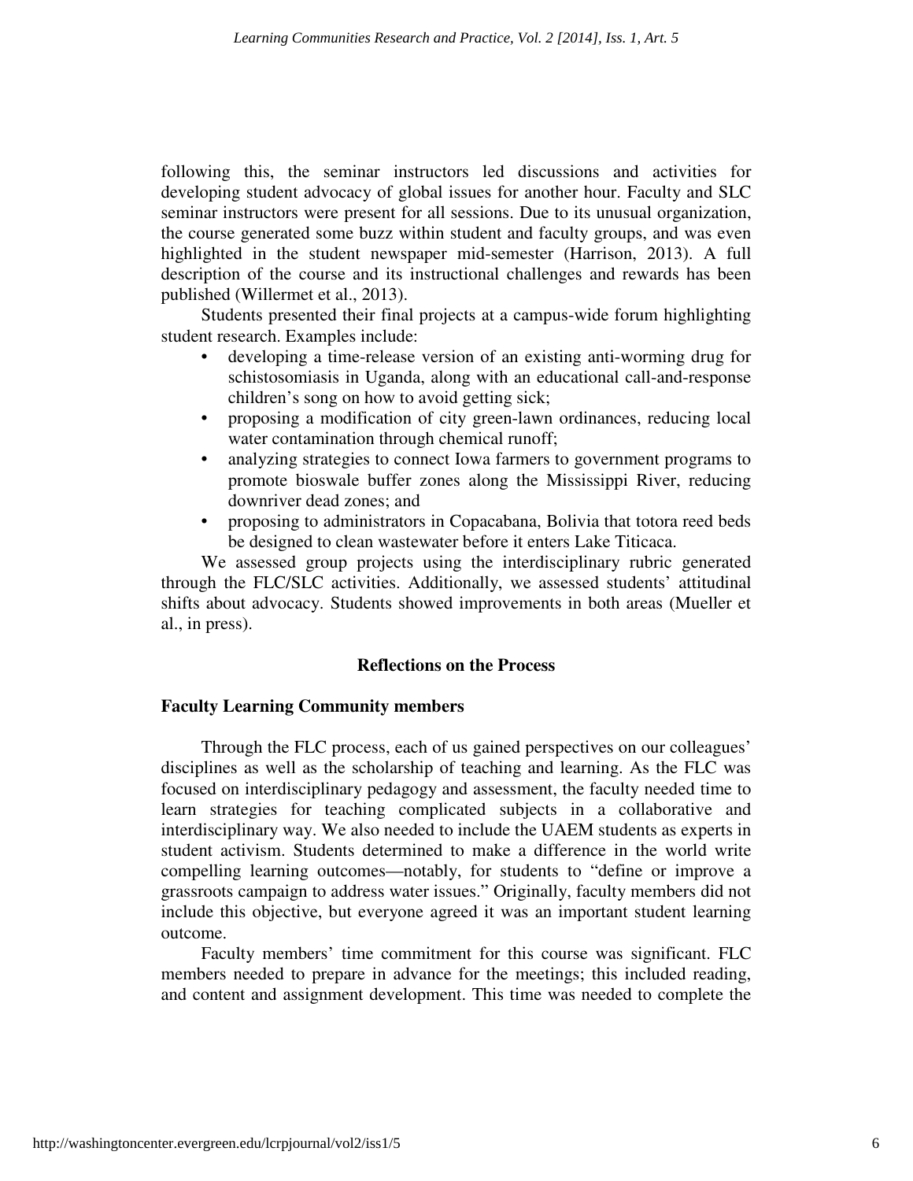following this, the seminar instructors led discussions and activities for developing student advocacy of global issues for another hour. Faculty and SLC seminar instructors were present for all sessions. Due to its unusual organization, the course generated some buzz within student and faculty groups, and was even highlighted in the student newspaper mid-semester (Harrison, 2013). A full description of the course and its instructional challenges and rewards has been published (Willermet et al., 2013).

Students presented their final projects at a campus-wide forum highlighting student research. Examples include:

- developing a time-release version of an existing anti-worming drug for schistosomiasis in Uganda, along with an educational call-and-response children's song on how to avoid getting sick;
- proposing a modification of city green-lawn ordinances, reducing local water contamination through chemical runoff;
- analyzing strategies to connect Iowa farmers to government programs to promote bioswale buffer zones along the Mississippi River, reducing downriver dead zones; and
- proposing to administrators in Copacabana, Bolivia that totora reed beds be designed to clean wastewater before it enters Lake Titicaca.

We assessed group projects using the interdisciplinary rubric generated through the FLC/SLC activities. Additionally, we assessed students' attitudinal shifts about advocacy. Students showed improvements in both areas (Mueller et al., in press).

## Reflections on the Process

### Faculty Learning Community members

Through the FLC process, each of us gained perspectives on our colleagues' disciplines as well as the scholarship of teaching and learning. As the FLC was focused on interdisciplinary pedagogy and assessment, the faculty needed time to learn strategies for teaching complicated subjects in a collaborative and interdisciplinary way. We also needed to include the UAEM students as experts in student activism. Students determined to make a difference in the world write compelling learning outcomes—notably, for students to "define or improve a grassroots campaign to address water issues." Originally, faculty members did not include this objective, but everyone agreed it was an important student learning outcome.

Faculty members' time commitment for this course was significant. FLC members needed to prepare in advance for the meetings; this included reading, and content and assignment development. This time was needed to complete the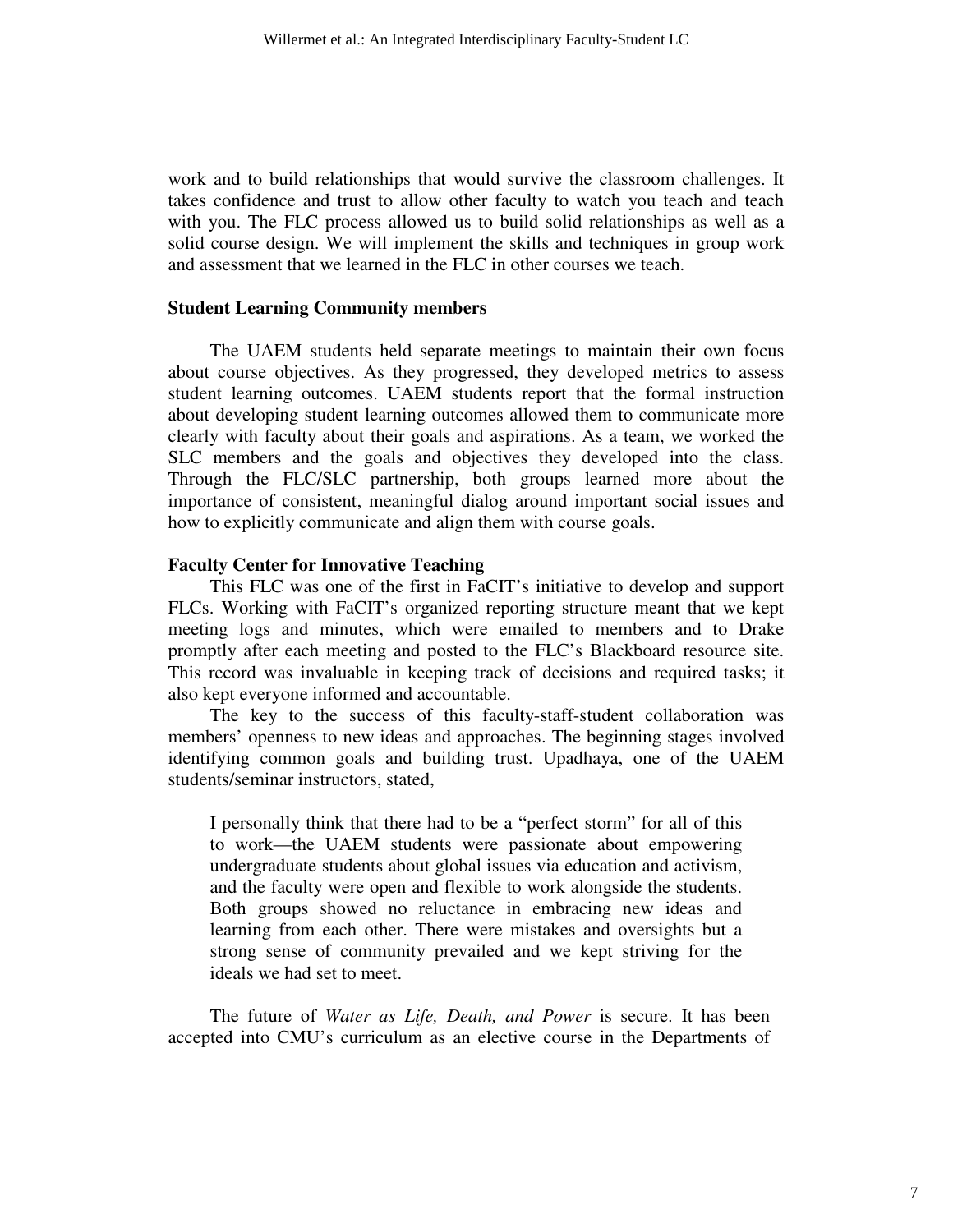work and to build relationships that would survive the classroom challenges. It takes confidence and trust to allow other faculty to watch you teach and teach with you. The FLC process allowed us to build solid relationships as well as a solid course design. We will implement the skills and techniques in group work and assessment that we learned in the FLC in other courses we teach.

### Student Learning Community members

The UAEM students held separate meetings to maintain their own focus about course objectives. As they progressed, they developed metrics to assess student learning outcomes. UAEM students report that the formal instruction about developing student learning outcomes allowed them to communicate more clearly with faculty about their goals and aspirations. As a team, we worked the SLC members and the goals and objectives they developed into the class. Through the FLC/SLC partnership, both groups learned more about the importance of consistent, meaningful dialog around important social issues and how to explicitly communicate and align them with course goals.

### Faculty Center for Innovative Teaching

This FLC was one of the first in FaCIT's initiative to develop and support FLCs. Working with FaCIT's organized reporting structure meant that we kept meeting logs and minutes, which were emailed to members and to Drake promptly after each meeting and posted to the FLC's Blackboard resource site. This record was invaluable in keeping track of decisions and required tasks; it also kept everyone informed and accountable.

The key to the success of this faculty-staff-student collaboration was members' openness to new ideas and approaches. The beginning stages involved identifying common goals and building trust. Upadhaya, one of the UAEM students/seminar instructors, stated,

> I personally think that there had to be a "perfect storm" for all of this to work—the UAEM students were passionate about empowering undergraduate students about global issues via education and activism, and the faculty were open and flexible to work alongside the students. Both groups showed no reluctance in embracing new ideas and learning from each other. There were mistakes and oversights but a strong sense of community prevailed and we kept striving for the ideals we had set to meet.

The future of *Water as Life, Death, and Power* is secure. It has been accepted into CMU's curriculum as an elective course in the Departments of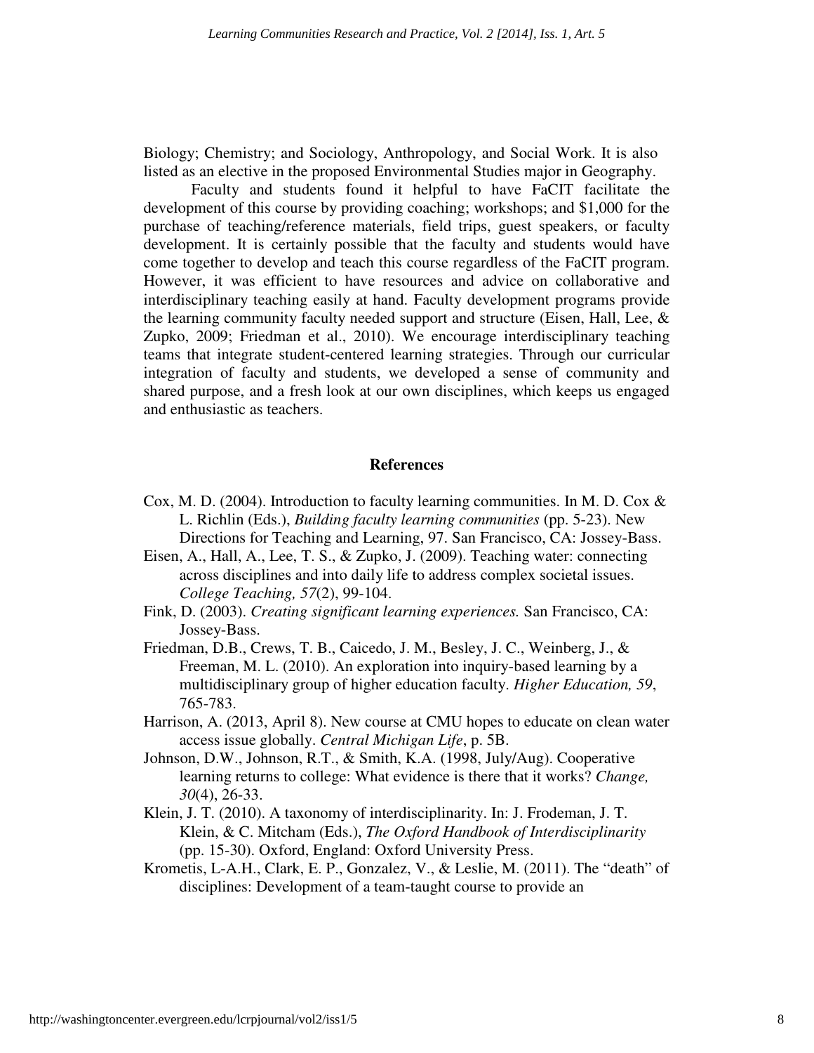Biology; Chemistry; and Sociology, Anthropology, and Social Work. It is also listed as an elective in the proposed Environmental Studies major in Geography.

Faculty and students found it helpful to have FaCIT facilitate the development of this course by providing coaching; workshops; and $1,000 for the purchase of teaching/reference materials, field trips, guest speakers, or faculty development. It is certainly possible that the faculty and students would have come together to develop and teach this course regardless of the FaCIT program. However, it was efficient to have resources and advice on collaborative and interdisciplinary teaching easily at hand. Faculty development programs provide the learning community faculty needed support and structure (Eisen, Hall, Lee, & Zupko, 2009; Friedman et al., 2010). We encourage interdisciplinary teaching teams that integrate student-centered learning strategies. Through our curricular integration of faculty and students, we developed a sense of community and shared purpose, and a fresh look at our own disciplines, which keeps us engaged and enthusiastic as teachers.

## References

Cox, M. D. (2004). Introduction to faculty learning communities. In M. D. Cox & L. Richlin (Eds.), *Building faculty learning communities* (pp. 5-23). New Directions for Teaching and Learning, 97. San Francisco, CA: Jossey-Bass.

Eisen, A., Hall, A., Lee, T. S., & Zupko, J. (2009). Teaching water: connecting across disciplines and into daily life to address complex societal issues. *College Teaching, 57*(2), 99-104.

Fink, D. (2003). *Creating significant learning experiences.* San Francisco, CA: Jossey-Bass.

Friedman, D.B., Crews, T. B., Caicedo, J. M., Besley, J. C., Weinberg, J., & Freeman, M. L. (2010). An exploration into inquiry-based learning by a multidisciplinary group of higher education faculty. *Higher Education, 59*, 765-783.

Harrison, A. (2013, April 8). New course at CMU hopes to educate on clean water access issue globally. *Central Michigan Life*, p. 5B.

Johnson, D.W., Johnson, R.T., & Smith, K.A. (1998, July/Aug). Cooperative learning returns to college: What evidence is there that it works? *Change, 30*(4), 26-33.

Klein, J. T. (2010). A taxonomy of interdisciplinarity. In: J. Frodeman, J. T. Klein, & C. Mitcham (Eds.), *The Oxford Handbook of Interdisciplinarity* (pp. 15-30). Oxford, England: Oxford University Press.

Krometis, L-A.H., Clark, E. P., Gonzalez, V., & Leslie, M. (2011). The "death" of disciplines: Development of a team-taught course to provide an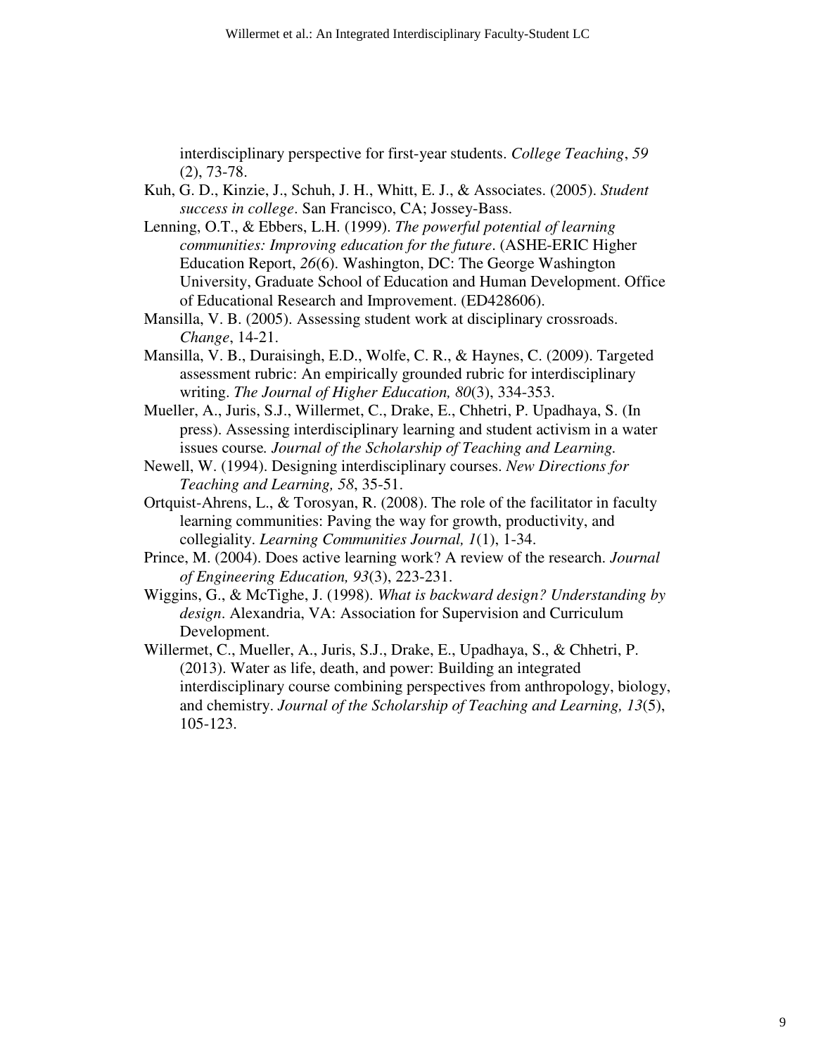interdisciplinary perspective for first-year students. *College Teaching*, *59* (2), 73-78.

Kuh, G. D., Kinzie, J., Schuh, J. H., Whitt, E. J., & Associates. (2005). *Student success in college*. San Francisco, CA; Jossey-Bass.

Lenning, O.T., & Ebbers, L.H. (1999). *The powerful potential of learning communities: Improving education for the future*. (ASHE-ERIC Higher Education Report, *26*(6). Washington, DC: The George Washington University, Graduate School of Education and Human Development. Office of Educational Research and Improvement. (ED428606).

Mansilla, V. B. (2005). Assessing student work at disciplinary crossroads. *Change*, 14-21.

Mansilla, V. B., Duraisingh, E.D., Wolfe, C. R., & Haynes, C. (2009). Targeted assessment rubric: An empirically grounded rubric for interdisciplinary writing. *The Journal of Higher Education, 80*(3), 334-353.

Mueller, A., Juris, S.J., Willermet, C., Drake, E., Chhetri, P. Upadhaya, S. (In press). Assessing interdisciplinary learning and student activism in a water issues course*. Journal of the Scholarship of Teaching and Learning.*

Newell, W. (1994). Designing interdisciplinary courses. *New Directions for Teaching and Learning, 58*, 35-51.

Ortquist-Ahrens, L., & Torosyan, R. (2008). The role of the facilitator in faculty learning communities: Paving the way for growth, productivity, and collegiality. *Learning Communities Journal, 1*(1), 1-34.

Prince, M. (2004). Does active learning work? A review of the research. *Journal of Engineering Education, 93*(3), 223-231.

Wiggins, G., & McTighe, J. (1998). *What is backward design? Understanding by design*. Alexandria, VA: Association for Supervision and Curriculum Development.

Willermet, C., Mueller, A., Juris, S.J., Drake, E., Upadhaya, S., & Chhetri, P. (2013). Water as life, death, and power: Building an integrated interdisciplinary course combining perspectives from anthropology, biology, and chemistry. *Journal of the Scholarship of Teaching and Learning, 13*(5), 105-123.